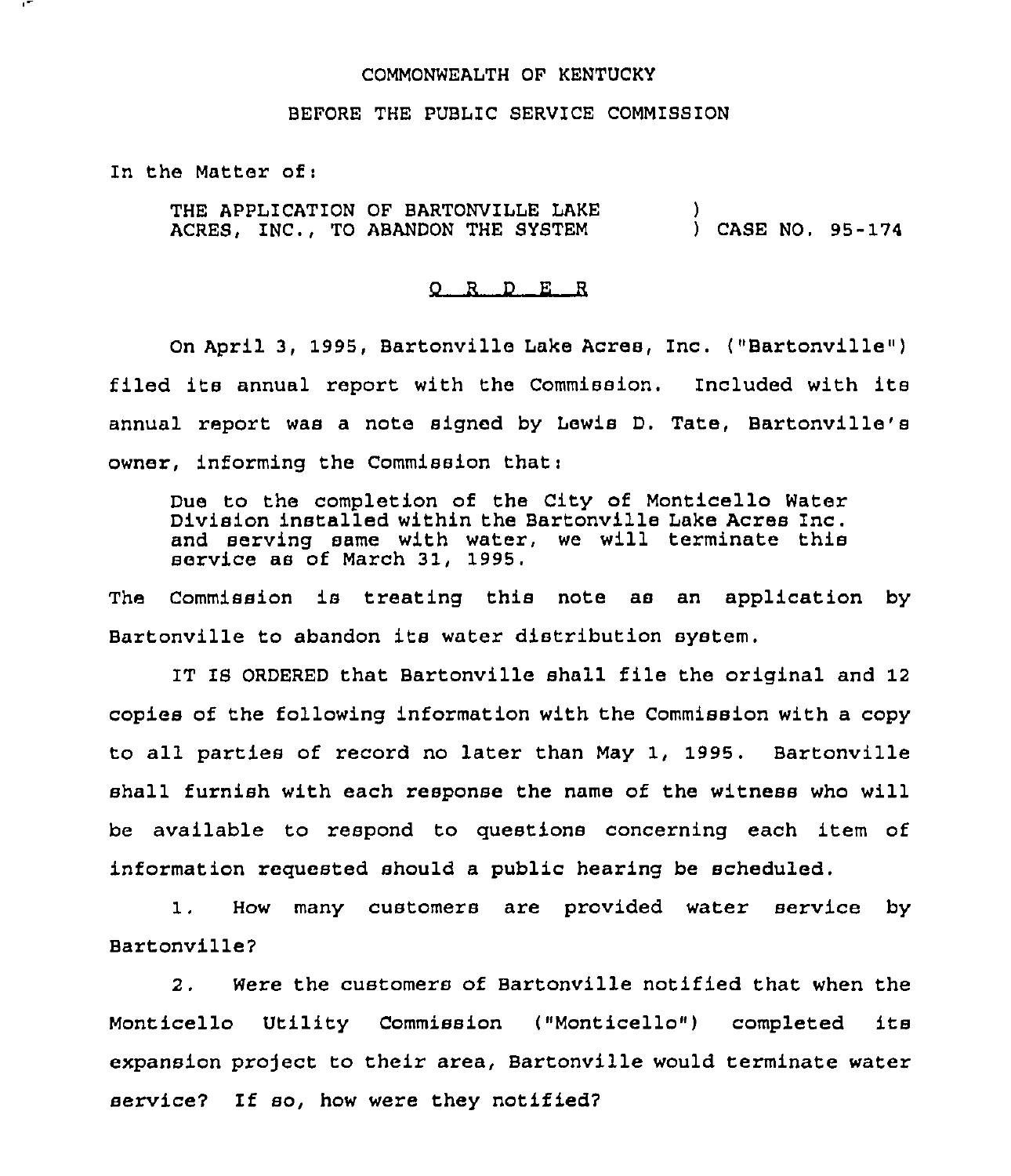COMMONWEALTH OF KENTUCKY

BEFORE THE PUBLIC SERVICE COMMISSION

In the Matter of:

THE APPLICATION OF BARTONVILLE LAKE ACRES, INC., TO ABANDON THE SYSTEM ) CASE NO. 95-174

O R D E R

On April 3, 1995, Bartonville Lake Acres, Inc. ("Bartonville") filed its annual report with the Commission. Included with its annual report was a note signed by Lewis D. Tate, Bartonville's owner, informing the Commission that:

> Due to the completion of the City of Monticello Water Division installed within the Bartonville Lake Acres Inc. and serving same with water, we will terminate this service as of March 31, 1995.

The Commission is treating this note as an application by Bartonville to abandon its water distribution system.

IT IS ORDERED that Bartonville shall file the original and 12 copies of the following information with the Commission with a copy to all parties of record no later than May 1, 1995. Bartonville shall furnish with each response the name of the witness who will be available to respond to questions concerning each item of information requested should a public hearing be scheduled.

1. How many customers are provided water service by Bartonville?

2. Were the customers of Bartonville notified that when the Monticello Utility Commission ("Monticello") completed its expansion project to their area, Bartonville would terminate water service? If so, how were they notified?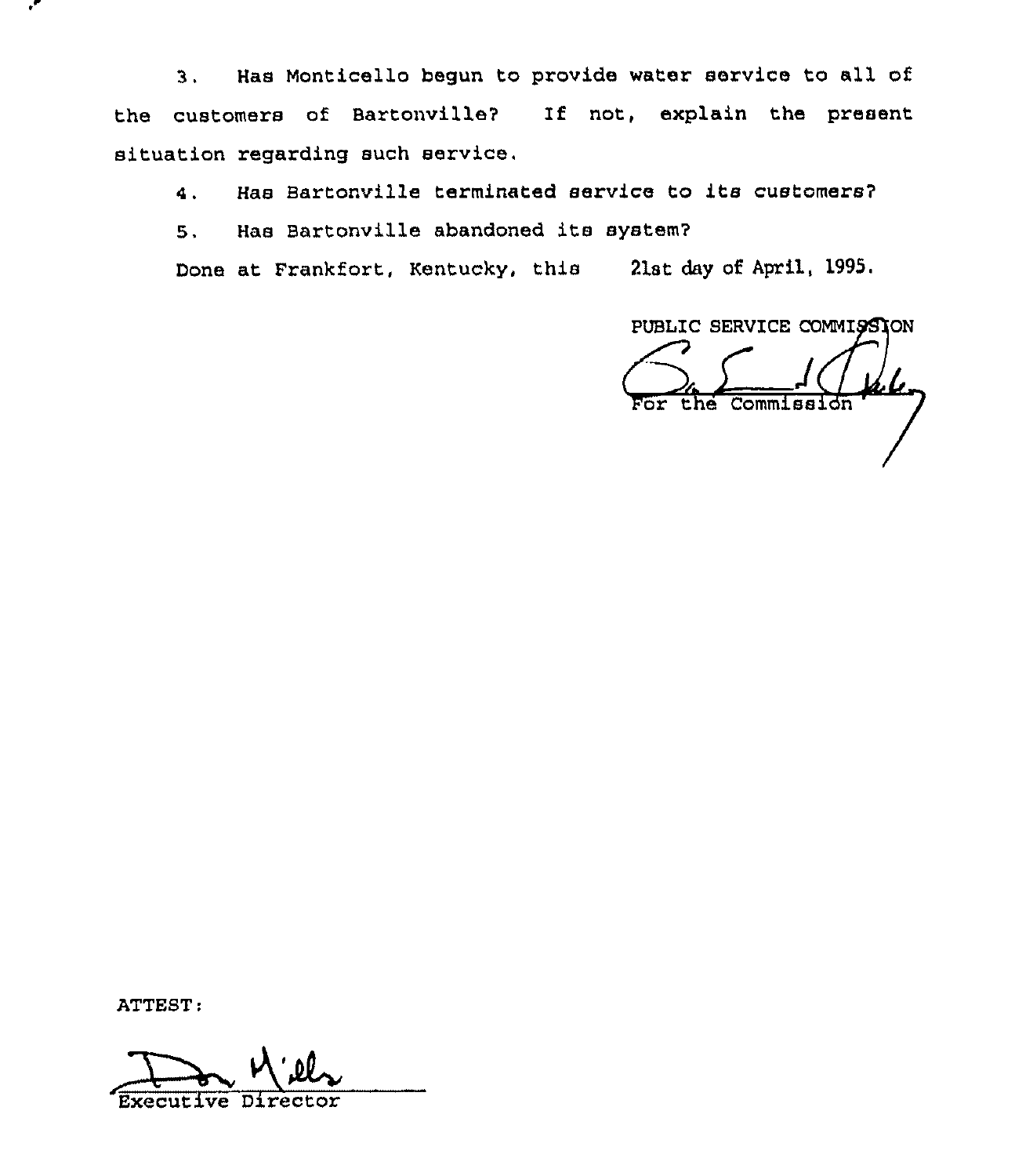3. Has Monticello begun to provide water service to all of the customers of Bartonville? If not, explain the present situation regarding such service.

4. Has Bartonville terminated service to its customers?

5. Has Bartonville abandoned its system?

Done at Frankfort, Kentucky, this 21st day of April, 1995.

PUBLIC SERVICE COMMISSION

For the Commission

ATTEST:

Executive Director